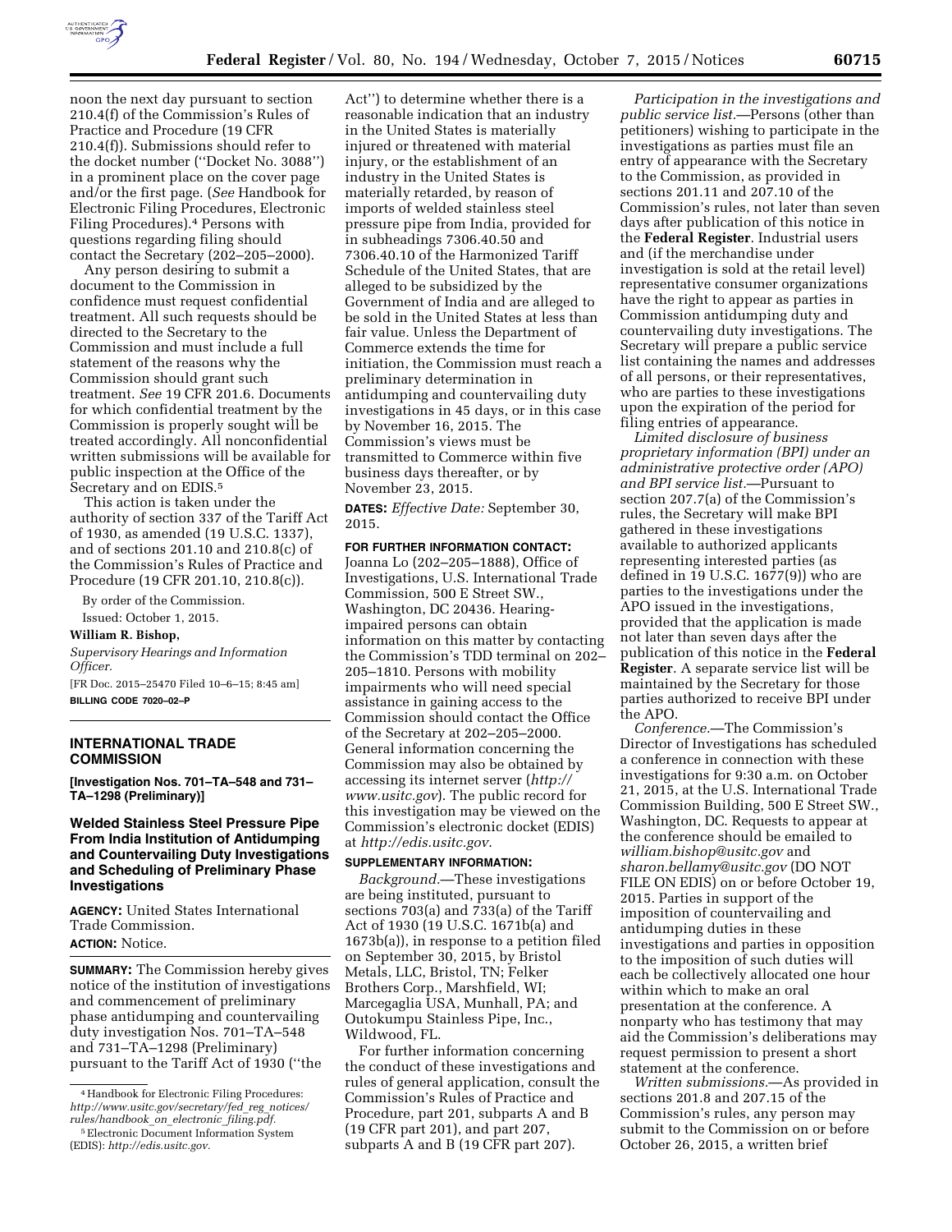noon the next day pursuant to section 210.4(f) of the Commission's Rules of Practice and Procedure (19 CFR 210.4(f)). Submissions should refer to the docket number (''Docket No. 3088'') in a prominent place on the cover page and/or the first page. (*See* Handbook for Electronic Filing Procedures, Electronic Filing Procedures).[4] Persons with questions regarding filing should contact the Secretary (202–205–2000).

Any person desiring to submit a document to the Commission in confidence must request confidential treatment. All such requests should be directed to the Secretary to the Commission and must include a full statement of the reasons why the Commission should grant such treatment. *See* 19 CFR 201.6. Documents for which confidential treatment by the Commission is properly sought will be treated accordingly. All nonconfidential written submissions will be available for public inspection at the Office of the Secretary and on EDIS.[5]

This action is taken under the authority of section 337 of the Tariff Act of 1930, as amended (19 U.S.C. 1337), and of sections 201.10 and 210.8(c) of the Commission's Rules of Practice and Procedure (19 CFR 201.10, 210.8(c)).

By order of the Commission.

Issued: October 1, 2015.

**William R. Bishop,**

*Supervisory Hearings and Information Officer.*

[FR Doc. 2015–25470 Filed 10–6–15; 8:45 am]

**BILLING CODE 7020–02–P**

[4] Handbook for Electronic Filing Procedures: *http://www.usitc.gov/secretary/fed_reg_notices/rules/handbook_on_electronic_filing.pdf.*

[5] Electronic Document Information System (EDIS): *http://edis.usitc.gov.*

## INTERNATIONAL TRADE COMMISSION

**[Investigation Nos. 701–TA–548 and 731–TA–1298 (Preliminary)]**

### Welded Stainless Steel Pressure Pipe From India Institution of Antidumping and Countervailing Duty Investigations and Scheduling of Preliminary Phase Investigations

**AGENCY:** United States International Trade Commission.

**ACTION:** Notice.

**SUMMARY:** The Commission hereby gives notice of the institution of investigations and commencement of preliminary phase antidumping and countervailing duty investigation Nos. 701–TA–548 and 731–TA–1298 (Preliminary) pursuant to the Tariff Act of 1930 (''the Act'') to determine whether there is a reasonable indication that an industry in the United States is materially injured or threatened with material injury, or the establishment of an industry in the United States is materially retarded, by reason of imports of welded stainless steel pressure pipe from India, provided for in subheadings 7306.40.50 and 7306.40.10 of the Harmonized Tariff Schedule of the United States, that are alleged to be subsidized by the Government of India and are alleged to be sold in the United States at less than fair value. Unless the Department of Commerce extends the time for initiation, the Commission must reach a preliminary determination in antidumping and countervailing duty investigations in 45 days, or in this case by November 16, 2015. The Commission's views must be transmitted to Commerce within five business days thereafter, or by November 23, 2015.

**DATES:** *Effective Date:* September 30, 2015.

**FOR FURTHER INFORMATION CONTACT:** Joanna Lo (202–205–1888), Office of Investigations, U.S. International Trade Commission, 500 E Street SW., Washington, DC 20436. Hearing-impaired persons can obtain information on this matter by contacting the Commission's TDD terminal on 202–205–1810. Persons with mobility impairments who will need special assistance in gaining access to the Commission should contact the Office of the Secretary at 202–205–2000. General information concerning the Commission may also be obtained by accessing its internet server (*http://www.usitc.gov*). The public record for this investigation may be viewed on the Commission's electronic docket (EDIS) at *http://edis.usitc.gov.*

**SUPPLEMENTARY INFORMATION:**

*Background.*—These investigations are being instituted, pursuant to sections 703(a) and 733(a) of the Tariff Act of 1930 (19 U.S.C. 1671b(a) and 1673b(a)), in response to a petition filed on September 30, 2015, by Bristol Metals, LLC, Bristol, TN; Felker Brothers Corp., Marshfield, WI; Marcegaglia USA, Munhall, PA; and Outokumpu Stainless Pipe, Inc., Wildwood, FL.

For further information concerning the conduct of these investigations and rules of general application, consult the Commission's Rules of Practice and Procedure, part 201, subparts A and B (19 CFR part 201), and part 207, subparts A and B (19 CFR part 207).

*Participation in the investigations and public service list.*—Persons (other than petitioners) wishing to participate in the investigations as parties must file an entry of appearance with the Secretary to the Commission, as provided in sections 201.11 and 207.10 of the Commission's rules, not later than seven days after publication of this notice in the **Federal Register**. Industrial users and (if the merchandise under investigation is sold at the retail level) representative consumer organizations have the right to appear as parties in Commission antidumping duty and countervailing duty investigations. The Secretary will prepare a public service list containing the names and addresses of all persons, or their representatives, who are parties to these investigations upon the expiration of the period for filing entries of appearance.

*Limited disclosure of business proprietary information (BPI) under an administrative protective order (APO) and BPI service list.*—Pursuant to section 207.7(a) of the Commission's rules, the Secretary will make BPI gathered in these investigations available to authorized applicants representing interested parties (as defined in 19 U.S.C. 1677(9)) who are parties to the investigations under the APO issued in the investigations, provided that the application is made not later than seven days after the publication of this notice in the **Federal Register**. A separate service list will be maintained by the Secretary for those parties authorized to receive BPI under the APO.

*Conference.*—The Commission's Director of Investigations has scheduled a conference in connection with these investigations for 9:30 a.m. on October 21, 2015, at the U.S. International Trade Commission Building, 500 E Street SW., Washington, DC. Requests to appear at the conference should be emailed to *william.bishop@usitc.gov* and *sharon.bellamy@usitc.gov* (DO NOT FILE ON EDIS) on or before October 19, 2015. Parties in support of the imposition of countervailing and antidumping duties in these investigations and parties in opposition to the imposition of such duties will each be collectively allocated one hour within which to make an oral presentation at the conference. A nonparty who has testimony that may aid the Commission's deliberations may request permission to present a short statement at the conference.

*Written submissions.*—As provided in sections 201.8 and 207.15 of the Commission's rules, any person may submit to the Commission on or before October 26, 2015, a written brief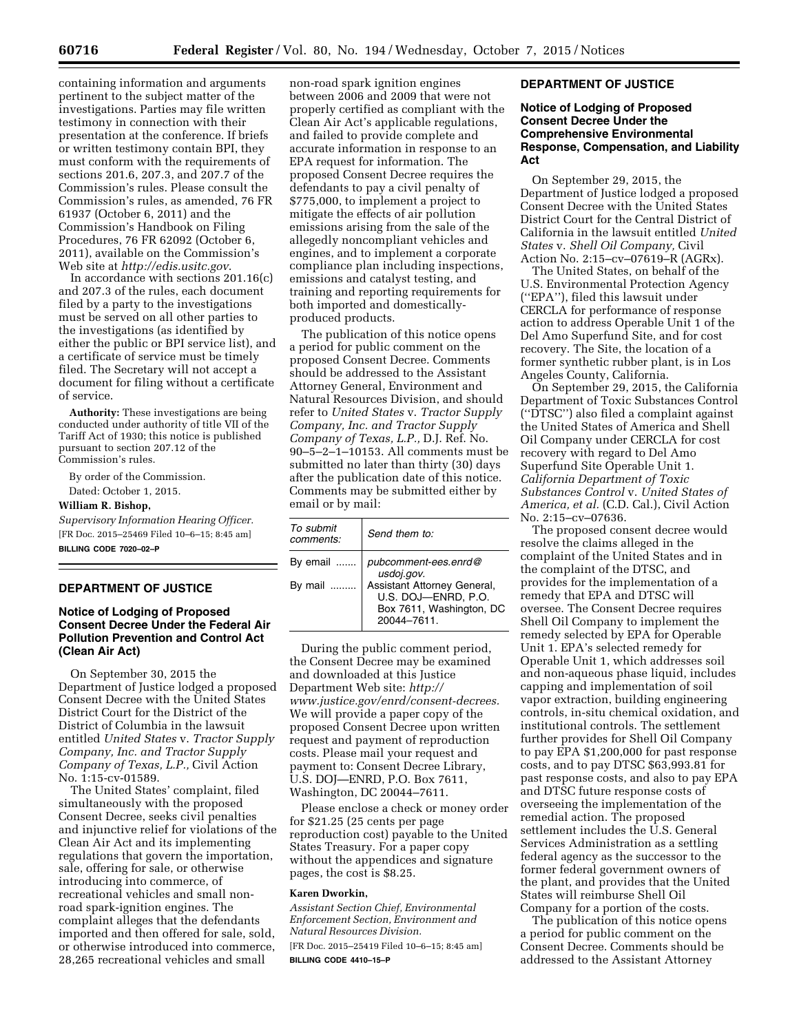containing information and arguments pertinent to the subject matter of the investigations. Parties may file written testimony in connection with their presentation at the conference. If briefs or written testimony contain BPI, they must conform with the requirements of sections 201.6, 207.3, and 207.7 of the Commission's rules. Please consult the Commission's rules, as amended, 76 FR 61937 (October 6, 2011) and the Commission's Handbook on Filing Procedures, 76 FR 62092 (October 6, 2011), available on the Commission's Web site at *http://edis.usitc.gov*.

In accordance with sections 201.16(c) and 207.3 of the rules, each document filed by a party to the investigations must be served on all other parties to the investigations (as identified by either the public or BPI service list), and a certificate of service must be timely filed. The Secretary will not accept a document for filing without a certificate of service.

**Authority:** These investigations are being conducted under authority of title VII of the Tariff Act of 1930; this notice is published pursuant to section 207.12 of the Commission's rules.

By order of the Commission.

Dated: October 1, 2015.

**William R. Bishop,**

*Supervisory Information Hearing Officer.*

[FR Doc. 2015–25469 Filed 10–6–15; 8:45 am]

**BILLING CODE 7020–02–P**

## DEPARTMENT OF JUSTICE

### Notice of Lodging of Proposed Consent Decree Under the Federal Air Pollution Prevention and Control Act (Clean Air Act)

On September 30, 2015 the Department of Justice lodged a proposed Consent Decree with the United States District Court for the District of the District of Columbia in the lawsuit entitled *United States* v. *Tractor Supply Company, Inc. and Tractor Supply Company of Texas, L.P.,* Civil Action No. 1:15-cv-01589.

The United States' complaint, filed simultaneously with the proposed Consent Decree, seeks civil penalties and injunctive relief for violations of the Clean Air Act and its implementing regulations that govern the importation, sale, offering for sale, or otherwise introducing into commerce, of recreational vehicles and small non-road spark-ignition engines. The complaint alleges that the defendants imported and then offered for sale, sold, or otherwise introduced into commerce, 28,265 recreational vehicles and small non-road spark ignition engines between 2006 and 2009 that were not properly certified as compliant with the Clean Air Act's applicable regulations, and failed to provide complete and accurate information in response to an EPA request for information. The proposed Consent Decree requires the defendants to pay a civil penalty of $775,000, to implement a project to mitigate the effects of air pollution emissions arising from the sale of the allegedly noncompliant vehicles and engines, and to implement a corporate compliance plan including inspections, emissions and catalyst testing, and training and reporting requirements for both imported and domestically-produced products.

The publication of this notice opens a period for public comment on the proposed Consent Decree. Comments should be addressed to the Assistant Attorney General, Environment and Natural Resources Division, and should refer to *United States* v. *Tractor Supply Company, Inc. and Tractor Supply Company of Texas, L.P.,* D.J. Ref. No. 90–5–2–1–10153. All comments must be submitted no later than thirty (30) days after the publication date of this notice. Comments may be submitted either by email or by mail:

| *To submit comments:* | *Send them to:* |
|---|---|
| By email ....... | *pubcomment-ees.enrd@usdoj.gov.* |
| By mail ......... | Assistant Attorney General, U.S. DOJ—ENRD, P.O. Box 7611, Washington, DC 20044–7611. |

During the public comment period, the Consent Decree may be examined and downloaded at this Justice Department Web site: *http://www.justice.gov/enrd/consent-decrees.* We will provide a paper copy of the proposed Consent Decree upon written request and payment of reproduction costs. Please mail your request and payment to: Consent Decree Library, U.S. DOJ—ENRD, P.O. Box 7611, Washington, DC 20044–7611.

Please enclose a check or money order for $21.25 (25 cents per page reproduction cost) payable to the United States Treasury. For a paper copy without the appendices and signature pages, the cost is $8.25.

**Karen Dworkin,**

*Assistant Section Chief, Environmental Enforcement Section, Environment and Natural Resources Division.*

[FR Doc. 2015–25419 Filed 10–6–15; 8:45 am]

**BILLING CODE 4410–15–P**

## DEPARTMENT OF JUSTICE

### Notice of Lodging of Proposed Consent Decree Under the Comprehensive Environmental Response, Compensation, and Liability Act

On September 29, 2015, the Department of Justice lodged a proposed Consent Decree with the United States District Court for the Central District of California in the lawsuit entitled *United States* v. *Shell Oil Company,* Civil Action No. 2:15–cv–07619–R (AGRx).

The United States, on behalf of the U.S. Environmental Protection Agency (''EPA''), filed this lawsuit under CERCLA for performance of response action to address Operable Unit 1 of the Del Amo Superfund Site, and for cost recovery. The Site, the location of a former synthetic rubber plant, is in Los Angeles County, California.

On September 29, 2015, the California Department of Toxic Substances Control (''DTSC'') also filed a complaint against the United States of America and Shell Oil Company under CERCLA for cost recovery with regard to Del Amo Superfund Site Operable Unit 1. *California Department of Toxic Substances Control* v. *United States of America, et al.* (C.D. Cal.), Civil Action No. 2:15–cv–07636.

The proposed consent decree would resolve the claims alleged in the complaint of the United States and in the complaint of the DTSC, and provides for the implementation of a remedy that EPA and DTSC will oversee. The Consent Decree requires Shell Oil Company to implement the remedy selected by EPA for Operable Unit 1. EPA's selected remedy for Operable Unit 1, which addresses soil and non-aqueous phase liquid, includes capping and implementation of soil vapor extraction, building engineering controls, in-situ chemical oxidation, and institutional controls. The settlement further provides for Shell Oil Company to pay EPA $1,200,000 for past response costs, and to pay DTSC $63,993.81 for past response costs, and also to pay EPA and DTSC future response costs of overseeing the implementation of the remedial action. The proposed settlement includes the U.S. General Services Administration as a settling federal agency as the successor to the former federal government owners of the plant, and provides that the United States will reimburse Shell Oil Company for a portion of the costs.

The publication of this notice opens a period for public comment on the Consent Decree. Comments should be addressed to the Assistant Attorney